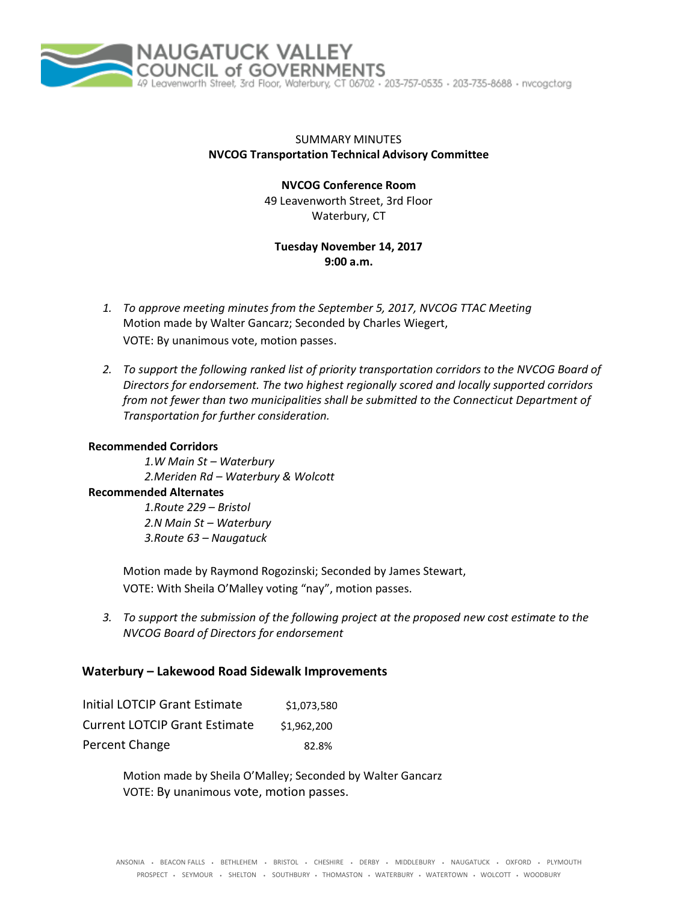NAUGATUCK VALLEY COUNCIL of GOVERNMENTS

49 Leavenworth Street, 3rd Floor, Waterbury, CT 06702 · 203-757-0535 · 203-735-8688 · nvcogct.org

SUMMARY MINUTES

**NVCOG Transportation Technical Advisory Committee**

**NVCOG Conference Room**

49 Leavenworth Street, 3rd Floor

Waterbury, CT

**Tuesday November 14, 2017**

**9:00 a.m.**

1. *To approve meeting minutes from the September 5, 2017, NVCOG TTAC Meeting*
   Motion made by Walter Gancarz; Seconded by Charles Wiegert,
   VOTE: By unanimous vote, motion passes.

2. *To support the following ranked list of priority transportation corridors to the NVCOG Board of Directors for endorsement. The two highest regionally scored and locally supported corridors from not fewer than two municipalities shall be submitted to the Connecticut Department of Transportation for further consideration.*

**Recommended Corridors**

*1.W Main St – Waterbury*
*2.Meriden Rd – Waterbury & Wolcott*

**Recommended Alternates**

*1.Route 229 – Bristol*
*2.N Main St – Waterbury*
*3.Route 63 – Naugatuck*

Motion made by Raymond Rogozinski; Seconded by James Stewart,
VOTE: With Sheila O'Malley voting "nay", motion passes.

3. *To support the submission of the following project at the proposed new cost estimate to the NVCOG Board of Directors for endorsement*

**Waterbury – Lakewood Road Sidewalk Improvements**

| | |
|---|---|
| Initial LOTCIP Grant Estimate | $1,073,580 |
| Current LOTCIP Grant Estimate | $1,962,200 |
| Percent Change | 82.8% |

Motion made by Sheila O'Malley; Seconded by Walter Gancarz
VOTE: By unanimous vote, motion passes.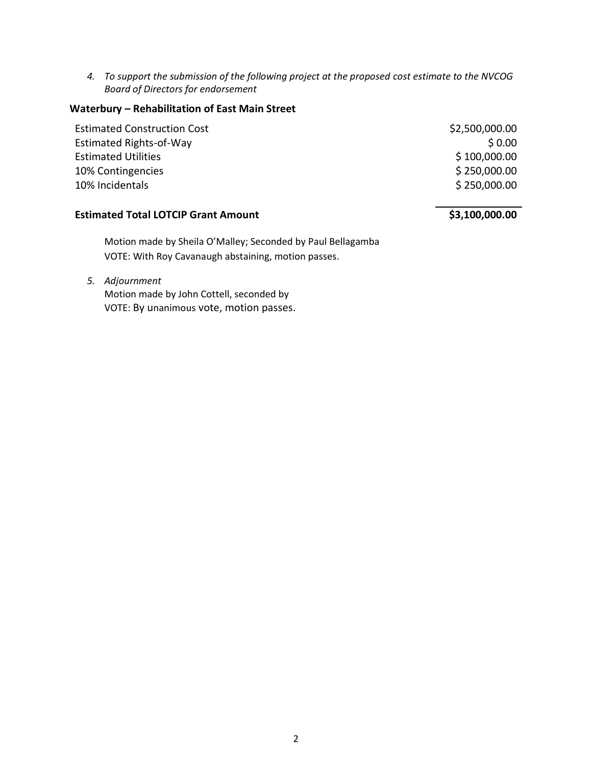*4. To support the submission of the following project at the proposed cost estimate to the NVCOG Board of Directors for endorsement*

**Waterbury – Rehabilitation of East Main Street**

| | |
|---|---|
| Estimated Construction Cost | \$2,500,000.00 |
| Estimated Rights-of-Way | \$ 0.00 |
| Estimated Utilities | \$ 100,000.00 |
| 10% Contingencies | \$ 250,000.00 |
| 10% Incidentals | \$ 250,000.00 |
| **Estimated Total LOTCIP Grant Amount** | **\$3,100,000.00** |

Motion made by Sheila O'Malley; Seconded by Paul Bellagamba
VOTE: With Roy Cavanaugh abstaining, motion passes.

*5. Adjournment*
Motion made by John Cottell, seconded by
VOTE: By unanimous vote, motion passes.